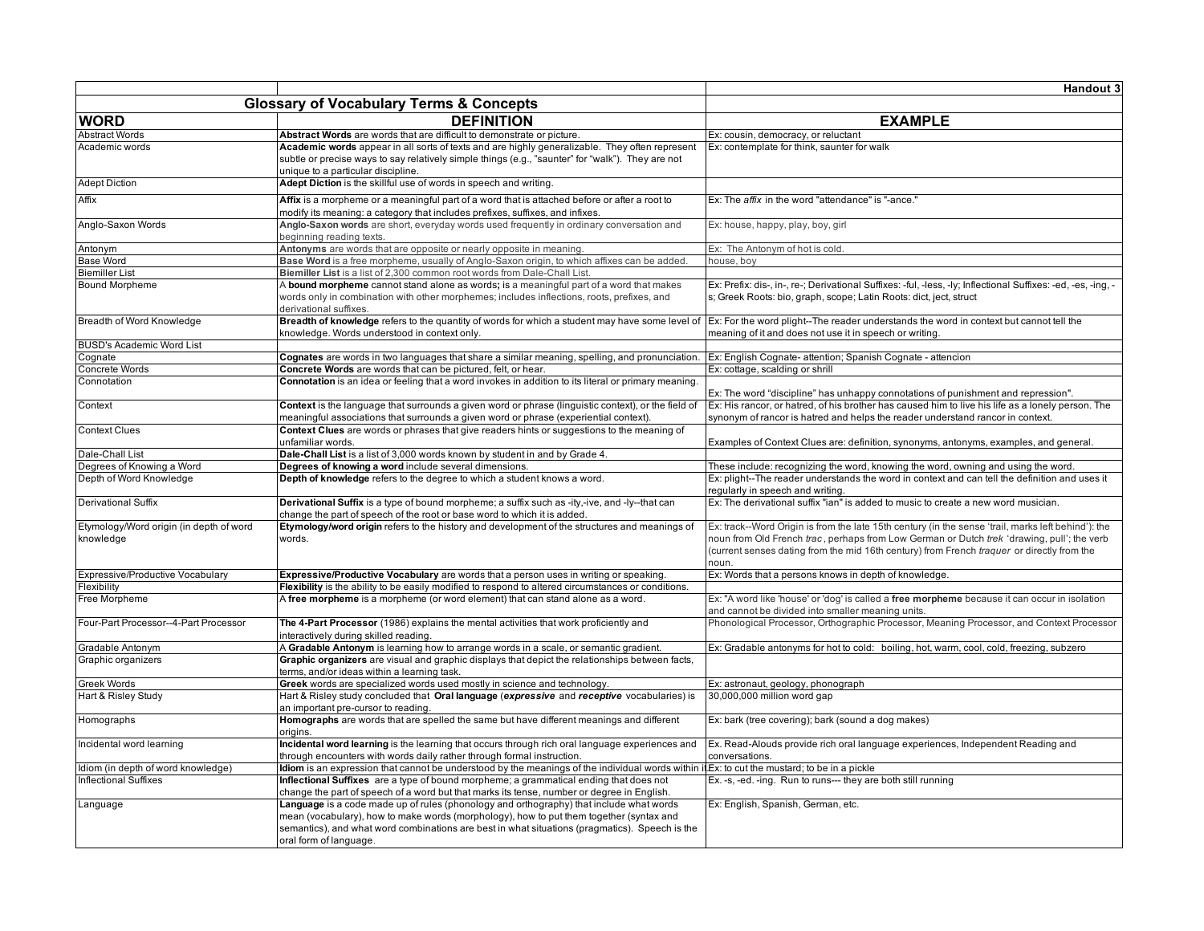Handout 3

## Glossary of Vocabulary Terms & Concepts

| WORD | DEFINITION | EXAMPLE |
|---|---|---|
| Abstract Words | **Abstract Words** are words that are difficult to demonstrate or picture. | Ex: cousin, democracy, or reluctant |
| Academic words | **Academic words** appear in all sorts of texts and are highly generalizable. They often represent subtle or precise ways to say relatively simple things (e.g., "saunter" for "walk"). They are not unique to a particular discipline. | Ex: contemplate for think, saunter for walk |
| Adept Diction | **Adept Diction** is the skillful use of words in speech and writing. | |
| Affix | **Affix** is a morpheme or a meaningful part of a word that is attached before or after a root to modify its meaning: a category that includes prefixes, suffixes, and infixes. | Ex: The *affix* in the word "attendance" is "-ance." |
| Anglo-Saxon Words | **Anglo-Saxon words** are short, everyday words used frequently in ordinary conversation and beginning reading texts. | Ex: house, happy, play, boy, girl |
| Antonym | **Antonyms** are words that are opposite or nearly opposite in meaning. | Ex: The Antonym of hot is cold. |
| Base Word | **Base Word** is a free morpheme, usually of Anglo-Saxon origin, to which affixes can be added. | house, boy |
| Biemiller List | **Biemiller List** is a list of 2,300 common root words from Dale-Chall List. | |
| Bound Morpheme | A **bound morpheme** cannot stand alone as words**;** is a meaningful part of a word that makes words only in combination with other morphemes; includes inflections, roots, prefixes, and derivational suffixes. | Ex: Prefix: dis-, in-, re-; Derivational Suffixes: -ful, -less, -ly; Inflectional Suffixes: -ed, -es, -ing, -s; Greek Roots: bio, graph, scope; Latin Roots: dict, ject, struct |
| Breadth of Word Knowledge | **Breadth of knowledge** refers to the quantity of words for which a student may have some level of knowledge. Words understood in context only. | Ex: For the word plight--The reader understands the word in context but cannot tell the meaning of it and does not use it in speech or writing. |
| BUSD's Academic Word List | | |
| Cognate | **Cognates** are words in two languages that share a similar meaning, spelling, and pronunciation. | Ex: English Cognate- attention; Spanish Cognate - attencion |
| Concrete Words | **Concrete Words** are words that can be pictured, felt, or hear. | Ex: cottage, scalding or shrill |
| Connotation | **Connotation** is an idea or feeling that a word invokes in addition to its literal or primary meaning. | Ex: The word "discipline" has unhappy connotations of punishment and repression". |
| Context | **Context** is the language that surrounds a given word or phrase (linguistic context), or the field of meaningful associations that surrounds a given word or phrase (experiential context). | Ex: His rancor, or hatred, of his brother has caused him to live his life as a lonely person. The synonym of rancor is hatred and helps the reader understand rancor in context. |
| Context Clues | **Context Clues** are words or phrases that give readers hints or suggestions to the meaning of unfamiliar words. | Examples of Context Clues are: definition, synonyms, antonyms, examples, and general. |
| Dale-Chall List | **Dale-Chall List** is a list of 3,000 words known by student in and by Grade 4. | |
| Degrees of Knowing a Word | **Degrees of knowing a word** include several dimensions. | These include: recognizing the word, knowing the word, owning and using the word. |
| Depth of Word Knowledge | **Depth of knowledge** refers to the degree to which a student knows a word. | Ex: plight--The reader understands the word in context and can tell the definition and uses it regularly in speech and writing. |
| Derivational Suffix | **Derivational Suffix** is a type of bound morpheme; a suffix such as -ity,-ive, and -ly--that can change the part of speech of the root or base word to which it is added. | Ex: The derivational suffix "ian" is added to music to create a new word musician. |
| Etymology/Word origin (in depth of word knowledge | **Etymology/word origin** refers to the history and development of the structures and meanings of words. | Ex: track--Word Origin is from the late 15th century (in the sense 'trail, marks left behind'): the noun from Old French *trac*, perhaps from Low German or Dutch *trek* 'drawing, pull'; the verb (current senses dating from the mid 16th century) from French *traquer* or directly from the noun. |
| Expressive/Productive Vocabulary | **Expressive/Productive Vocabulary** are words that a person uses in writing or speaking. | Ex: Words that a persons knows in depth of knowledge. |
| Flexibility | **Flexibility** is the ability to be easily modified to respond to altered circumstances or conditions. | |
| Free Morpheme | A **free morpheme** is a morpheme (or word element) that can stand alone as a word. | Ex: "A word like 'house' or 'dog' is called a **free morpheme** because it can occur in isolation and cannot be divided into smaller meaning units. |
| Four-Part Processor--4-Part Processor | **The 4-Part Processor** (1986) explains the mental activities that work proficiently and interactively during skilled reading. | Phonological Processor, Orthographic Processor, Meaning Processor, and Context Processor |
| Gradable Antonym | A **Gradable Antonym** is learning how to arrange words in a scale, or semantic gradient. | Ex: Gradable antonyms for hot to cold: boiling, hot, warm, cool, cold, freezing, subzero |
| Graphic organizers | **Graphic organizers** are visual and graphic displays that depict the relationships between facts, terms, and/or ideas within a learning task. | |
| Greek Words | **Greek** words are specialized words used mostly in science and technology. | Ex: astronaut, geology, phonograph |
| Hart & Risley Study | Hart & Risley study concluded that **Oral language** (***expressive*** and ***receptive*** vocabularies) is an important pre-cursor to reading. | 30,000,000 million word gap |
| Homographs | **Homographs** are words that are spelled the same but have different meanings and different origins. | Ex: bark (tree covering); bark (sound a dog makes) |
| Incidental word learning | **Incidental word learning** is the learning that occurs through rich oral language experiences and through encounters with words daily rather through formal instruction. | Ex. Read-Alouds provide rich oral language experiences, Independent Reading and conversations. |
| Idiom (in depth of word knowledge) | **Idiom** is an expression that cannot be understood by the meanings of the individual words within i | Ex: to cut the mustard; to be in a pickle |
| Inflectional Suffixes | **Inflectional Suffixes** are a type of bound morpheme; a grammatical ending that does not change the part of speech of a word but that marks its tense, number or degree in English. | Ex. -s, -ed. -ing. Run to runs--- they are both still running |
| Language | **Language** is a code made up of rules (phonology and orthography) that include what words mean (vocabulary), how to make words (morphology), how to put them together (syntax and semantics), and what word combinations are best in what situations (pragmatics). Speech is the oral form of language. | Ex: English, Spanish, German, etc. |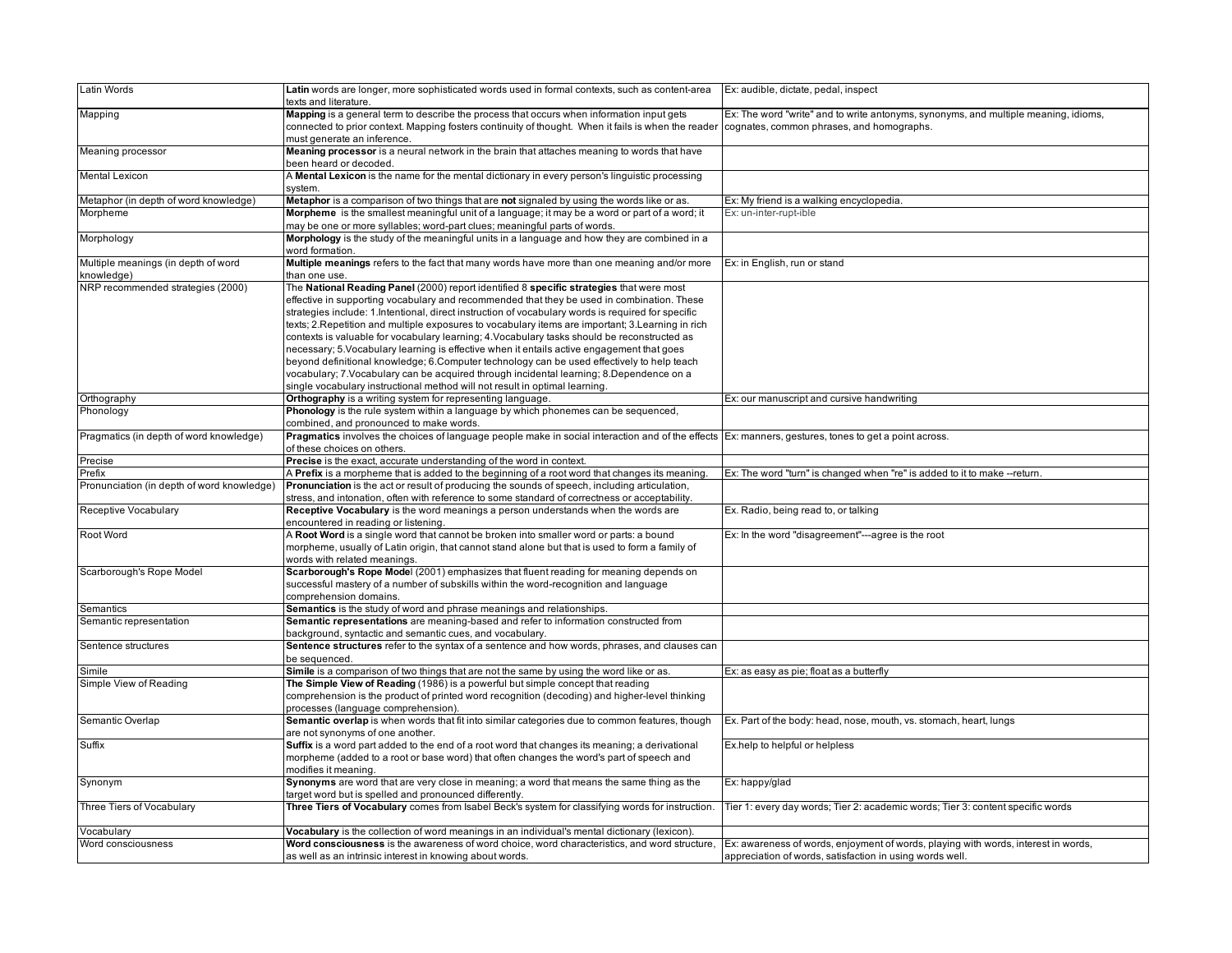| Latin Words | **Latin** words are longer, more sophisticated words used in formal contexts, such as content-area texts and literature. | Ex: audible, dictate, pedal, inspect |
|---|---|---|
| Mapping | **Mapping** is a general term to describe the process that occurs when information input gets connected to prior context. Mapping fosters continuity of thought. When it fails is when the reader must generate an inference. | Ex: The word "write" and to write antonyms, synonyms, and multiple meaning, idioms, cognates, common phrases, and homographs. |
| Meaning processor | **Meaning processor** is a neural network in the brain that attaches meaning to words that have been heard or decoded. | |
| Mental Lexicon | A **Mental Lexicon** is the name for the mental dictionary in every person's linguistic processing system. | |
| Metaphor (in depth of word knowledge) | **Metaphor** is a comparison of two things that are **not** signaled by using the words like or as. | Ex: My friend is a walking encyclopedia. |
| Morpheme | **Morpheme** is the smallest meaningful unit of a language; it may be a word or part of a word; it may be one or more syllables; word-part clues; meaningful parts of words. | Ex: un-inter-rupt-ible |
| Morphology | **Morphology** is the study of the meaningful units in a language and how they are combined in a word formation. | |
| Multiple meanings (in depth of word knowledge) | **Multiple meanings** refers to the fact that many words have more than one meaning and/or more than one use. | Ex: in English, run or stand |
| NRP recommended strategies (2000) | The **National Reading Panel** (2000) report identified 8 **specific strategies** that were most effective in supporting vocabulary and recommended that they be used in combination. These strategies include: 1.Intentional, direct instruction of vocabulary words is required for specific texts; 2.Repetition and multiple exposures to vocabulary items are important; 3.Learning in rich contexts is valuable for vocabulary learning; 4.Vocabulary tasks should be reconstructed as necessary; 5.Vocabulary learning is effective when it entails active engagement that goes beyond definitional knowledge; 6.Computer technology can be used effectively to help teach vocabulary; 7.Vocabulary can be acquired through incidental learning; 8.Dependence on a single vocabulary instructional method will not result in optimal learning. | |
| Orthography | **Orthography** is a writing system for representing language. | Ex: our manuscript and cursive handwriting |
| Phonology | **Phonology** is the rule system within a language by which phonemes can be sequenced, combined, and pronounced to make words. | |
| Pragmatics (in depth of word knowledge) | **Pragmatics** involves the choices of language people make in social interaction and of the effects of these choices on others. | Ex: manners, gestures, tones to get a point across. |
| Precise | **Precise** is the exact, accurate understanding of the word in context. | |
| Prefix | A **Prefix** is a morpheme that is added to the beginning of a root word that changes its meaning. | Ex: The word "turn" is changed when "re" is added to it to make --return. |
| Pronunciation (in depth of word knowledge) | **Pronunciation** is the act or result of producing the sounds of speech, including articulation, stress, and intonation, often with reference to some standard of correctness or acceptability. | |
| Receptive Vocabulary | **Receptive Vocabulary** is the word meanings a person understands when the words are encountered in reading or listening. | Ex. Radio, being read to, or talking |
| Root Word | A **Root Word** is a single word that cannot be broken into smaller word or parts: a bound morpheme, usually of Latin origin, that cannot stand alone but that is used to form a family of words with related meanings. | Ex: In the word "disagreement"---agree is the root |
| Scarborough's Rope Model | **Scarborough's Rope Model** (2001) emphasizes that fluent reading for meaning depends on successful mastery of a number of subskills within the word-recognition and language comprehension domains. | |
| Semantics | **Semantics** is the study of word and phrase meanings and relationships. | |
| Semantic representation | **Semantic representations** are meaning-based and refer to information constructed from background, syntactic and semantic cues, and vocabulary. | |
| Sentence structures | **Sentence structures** refer to the syntax of a sentence and how words, phrases, and clauses can be sequenced. | |
| Simile | **Simile** is a comparison of two things that are not the same by using the word like or as. | Ex: as easy as pie; float as a butterfly |
| Simple View of Reading | **The Simple View of Reading** (1986) is a powerful but simple concept that reading comprehension is the product of printed word recognition (decoding) and higher-level thinking processes (language comprehension). | |
| Semantic Overlap | **Semantic overlap** is when words that fit into similar categories due to common features, though are not synonyms of one another. | Ex. Part of the body: head, nose, mouth, vs. stomach, heart, lungs |
| Suffix | **Suffix** is a word part added to the end of a root word that changes its meaning; a derivational morpheme (added to a root or base word) that often changes the word's part of speech and modifies it meaning. | Ex.help to helpful or helpless |
| Synonym | **Synonyms** are word that are very close in meaning; a word that means the same thing as the target word but is spelled and pronounced differently. | Ex: happy/glad |
| Three Tiers of Vocabulary | **Three Tiers of Vocabulary** comes from Isabel Beck's system for classifying words for instruction. | Tier 1: every day words; Tier 2: academic words; Tier 3: content specific words |
| Vocabulary | **Vocabulary** is the collection of word meanings in an individual's mental dictionary (lexicon). | |
| Word consciousness | **Word consciousness** is the awareness of word choice, word characteristics, and word structure, as well as an intrinsic interest in knowing about words. | Ex: awareness of words, enjoyment of words, playing with words, interest in words, appreciation of words, satisfaction in using words well. |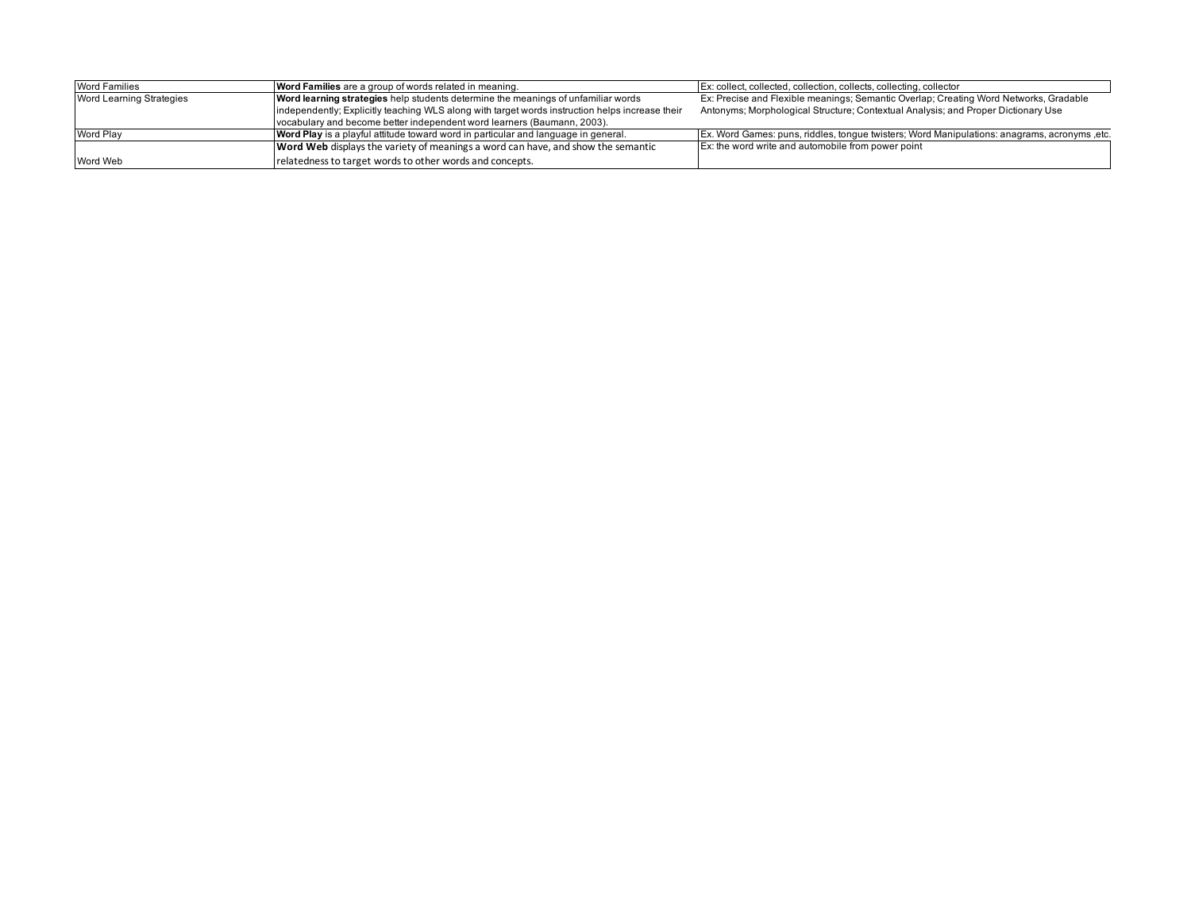| Word Families | **Word Families** are a group of words related in meaning. | Ex: collect, collected, collection, collects, collecting, collector |
|---|---|---|
| Word Learning Strategies | **Word learning strategies** help students determine the meanings of unfamiliar words independently; Explicitly teaching WLS along with target words instruction helps increase their vocabulary and become better independent word learners (Baumann, 2003). | Ex: Precise and Flexible meanings; Semantic Overlap; Creating Word Networks, Gradable Antonyms; Morphological Structure; Contextual Analysis; and Proper Dictionary Use |
| Word Play | **Word Play** is a playful attitude toward word in particular and language in general. | Ex. Word Games: puns, riddles, tongue twisters; Word Manipulations: anagrams, acronyms ,etc. |
| Word Web | **Word Web** displays the variety of meanings a word can have, and show the semantic relatedness to target words to other words and concepts. | Ex: the word write and automobile from power point |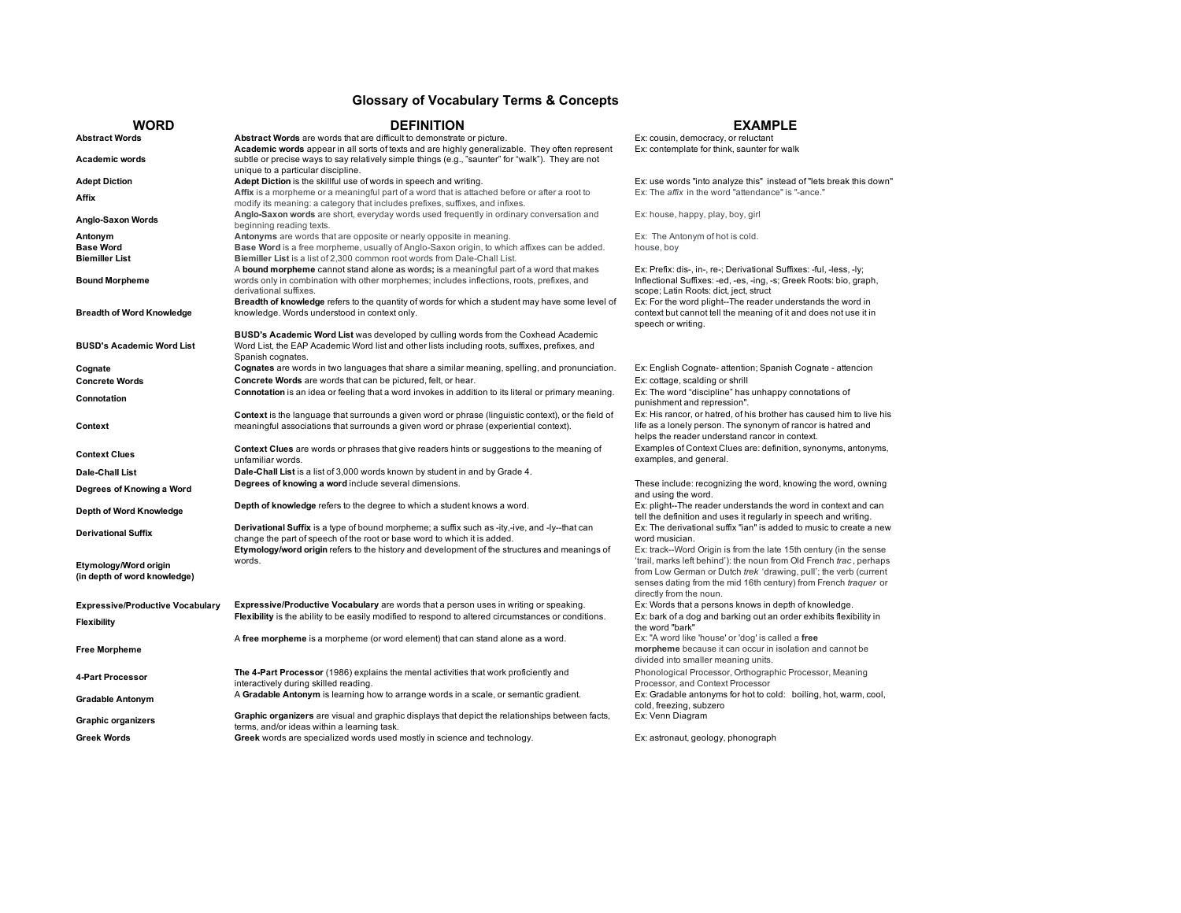# Glossary of Vocabulary Terms & Concepts

| WORD | DEFINITION | EXAMPLE |
|---|---|---|
| **Abstract Words** | **Abstract Words** are words that are difficult to demonstrate or picture. | Ex: cousin, democracy, or reluctant |
| **Academic words** | **Academic words** appear in all sorts of texts and are highly generalizable. They often represent subtle or precise ways to say relatively simple things (e.g., "saunter" for "walk"). They are not unique to a particular discipline. | Ex: contemplate for think, saunter for walk |
| **Adept Diction** | **Adept Diction** is the skillful use of words in speech and writing. | Ex: use words "into analyze this" instead of "lets break this down" |
| **Affix** | **Affix** is a morpheme or a meaningful part of a word that is attached before or after a root to modify its meaning: a category that includes prefixes, suffixes, and infixes. | Ex: The *affix* in the word "attendance" is "-ance." |
| **Anglo-Saxon Words** | **Anglo-Saxon words** are short, everyday words used frequently in ordinary conversation and beginning reading texts. | Ex: house, happy, play, boy, girl |
| **Antonym** | **Antonyms** are words that are opposite or nearly opposite in meaning. | Ex: The Antonym of hot is cold. |
| **Base Word** | **Base Word** is a free morpheme, usually of Anglo-Saxon origin, to which affixes can be added. | house, boy |
| **Biemiller List** | **Biemiller List** is a list of 2,300 common root words from Dale-Chall List. | |
| **Bound Morpheme** | A **bound morpheme** cannot stand alone as words**;** is a meaningful part of a word that makes words only in combination with other morphemes; includes inflections, roots, prefixes, and derivational suffixes. | Ex: Prefix: dis-, in-, re-; Derivational Suffixes: -ful, -less, -ly; Inflectional Suffixes: -ed, -es, -ing, -s; Greek Roots: bio, graph, scope; Latin Roots: dict, ject, struct |
| **Breadth of Word Knowledge** | **Breadth of knowledge** refers to the quantity of words for which a student may have some level of knowledge. Words understood in context only. | Ex: For the word plight--The reader understands the word in context but cannot tell the meaning of it and does not use it in speech or writing. |
| **BUSD's Academic Word List** | **BUSD's Academic Word List** was developed by culling words from the Coxhead Academic Word List, the EAP Academic Word list and other lists including roots, suffixes, prefixes, and Spanish cognates. | |
| **Cognate** | **Cognates** are words in two languages that share a similar meaning, spelling, and pronunciation. | Ex: English Cognate- attention; Spanish Cognate - attencion |
| **Concrete Words** | **Concrete Words** are words that can be pictured, felt, or hear. | Ex: cottage, scalding or shrill |
| **Connotation** | **Connotation** is an idea or feeling that a word invokes in addition to its literal or primary meaning. | Ex: The word "discipline" has unhappy connotations of punishment and repression". |
| **Context** | **Context** is the language that surrounds a given word or phrase (linguistic context), or the field of meaningful associations that surrounds a given word or phrase (experiential context). | Ex: His rancor, or hatred, of his brother has caused him to live his life as a lonely person. The synonym of rancor is hatred and helps the reader understand rancor in context. |
| **Context Clues** | **Context Clues** are words or phrases that give readers hints or suggestions to the meaning of unfamiliar words. | Examples of Context Clues are: definition, synonyms, antonyms, examples, and general. |
| **Dale-Chall List** | **Dale-Chall List** is a list of 3,000 words known by student in and by Grade 4. | |
| **Degrees of Knowing a Word** | **Degrees of knowing a word** include several dimensions. | These include: recognizing the word, knowing the word, owning and using the word. |
| **Depth of Word Knowledge** | **Depth of knowledge** refers to the degree to which a student knows a word. | Ex: plight--The reader understands the word in context and can tell the definition and uses it regularly in speech and writing. |
| **Derivational Suffix** | **Derivational Suffix** is a type of bound morpheme; a suffix such as -ity,-ive, and -ly--that can change the part of speech of the root or base word to which it is added. | Ex: The derivational suffix "ian" is added to music to create a new word musician. |
| **Etymology/Word origin (in depth of word knowledge)** | **Etymology/word origin** refers to the history and development of the structures and meanings of words. | Ex: track--Word Origin is from the late 15th century (in the sense 'trail, marks left behind'): the noun from Old French *trac*, perhaps from Low German or Dutch *trek* 'drawing, pull'; the verb (current senses dating from the mid 16th century) from French *traquer* or directly from the noun. |
| **Expressive/Productive Vocabulary** | **Expressive/Productive Vocabulary** are words that a person uses in writing or speaking. | Ex: Words that a persons knows in depth of knowledge. |
| **Flexibility** | **Flexibility** is the ability to be easily modified to respond to altered circumstances or conditions. | Ex: bark of a dog and barking out an order exhibits flexibility in the word "bark" |
| **Free Morpheme** | A **free morpheme** is a morpheme (or word element) that can stand alone as a word. | Ex: "A word like 'house' or 'dog' is called a **free morpheme** because it can occur in isolation and cannot be divided into smaller meaning units. |
| **4-Part Processor** | **The 4-Part Processor** (1986) explains the mental activities that work proficiently and interactively during skilled reading. | Phonological Processor, Orthographic Processor, Meaning Processor, and Context Processor |
| **Gradable Antonym** | A **Gradable Antonym** is learning how to arrange words in a scale, or semantic gradient. | Ex: Gradable antonyms for hot to cold: boiling, hot, warm, cool, cold, freezing, subzero |
| **Graphic organizers** | **Graphic organizers** are visual and graphic displays that depict the relationships between facts, terms, and/or ideas within a learning task. | Ex: Venn Diagram |
| **Greek Words** | **Greek** words are specialized words used mostly in science and technology. | Ex: astronaut, geology, phonograph |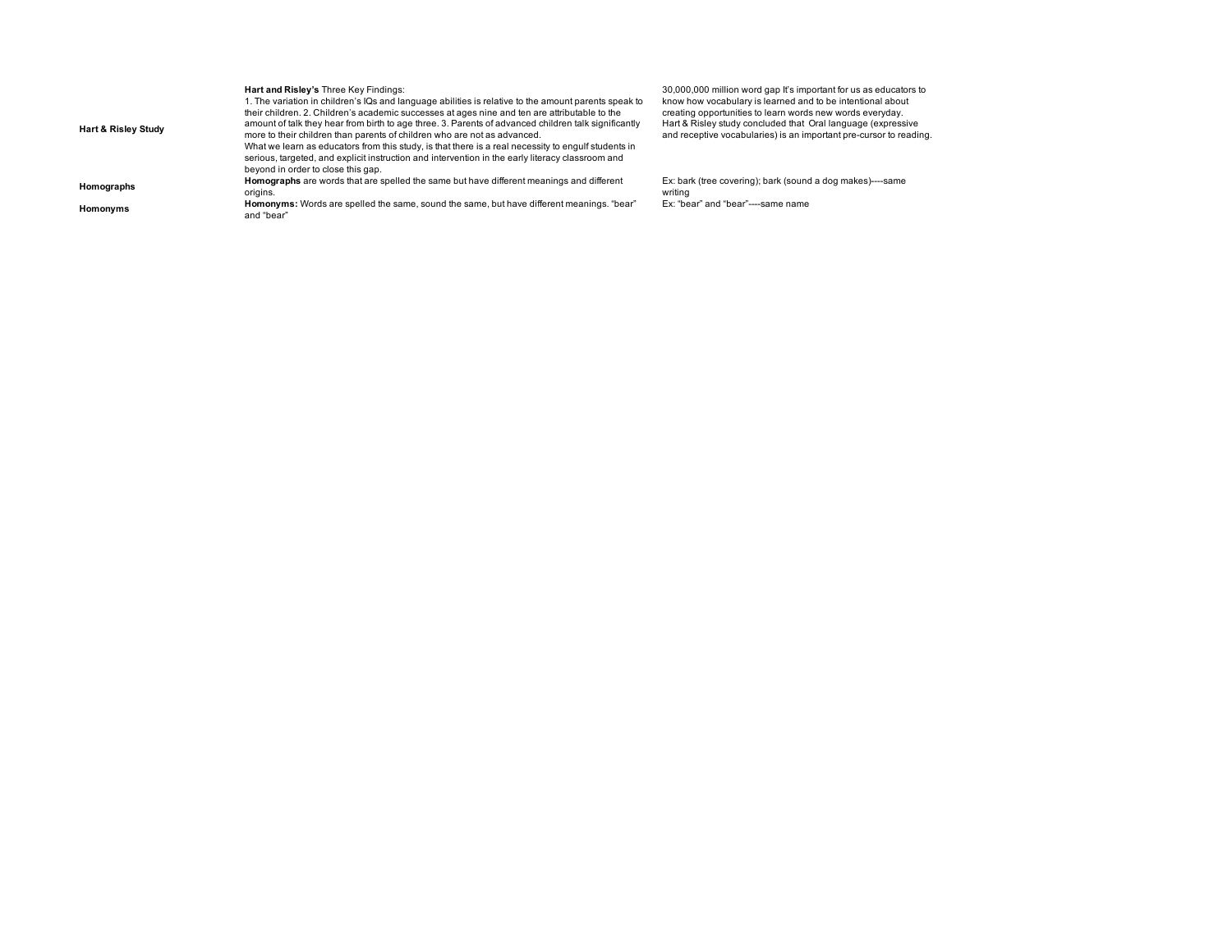| | | |
|---|---|---|
| **Hart & Risley Study** | **Hart and Risley's** Three Key Findings: 1. The variation in children's IQs and language abilities is relative to the amount parents speak to their children. 2. Children's academic successes at ages nine and ten are attributable to the amount of talk they hear from birth to age three. 3. Parents of advanced children talk significantly more to their children than parents of children who are not as advanced. What we learn as educators from this study, is that there is a real necessity to engulf students in serious, targeted, and explicit instruction and intervention in the early literacy classroom and beyond in order to close this gap. | 30,000,000 million word gap It's important for us as educators to know how vocabulary is learned and to be intentional about creating opportunities to learn words new words everyday. Hart & Risley study concluded that Oral language (expressive and receptive vocabularies) is an important pre-cursor to reading. |
| **Homographs** | **Homographs** are words that are spelled the same but have different meanings and different origins. | Ex: bark (tree covering); bark (sound a dog makes)----same writing |
| **Homonyms** | **Homonyms:** Words are spelled the same, sound the same, but have different meanings. "bear" and "bear" | Ex: "bear" and "bear"----same name |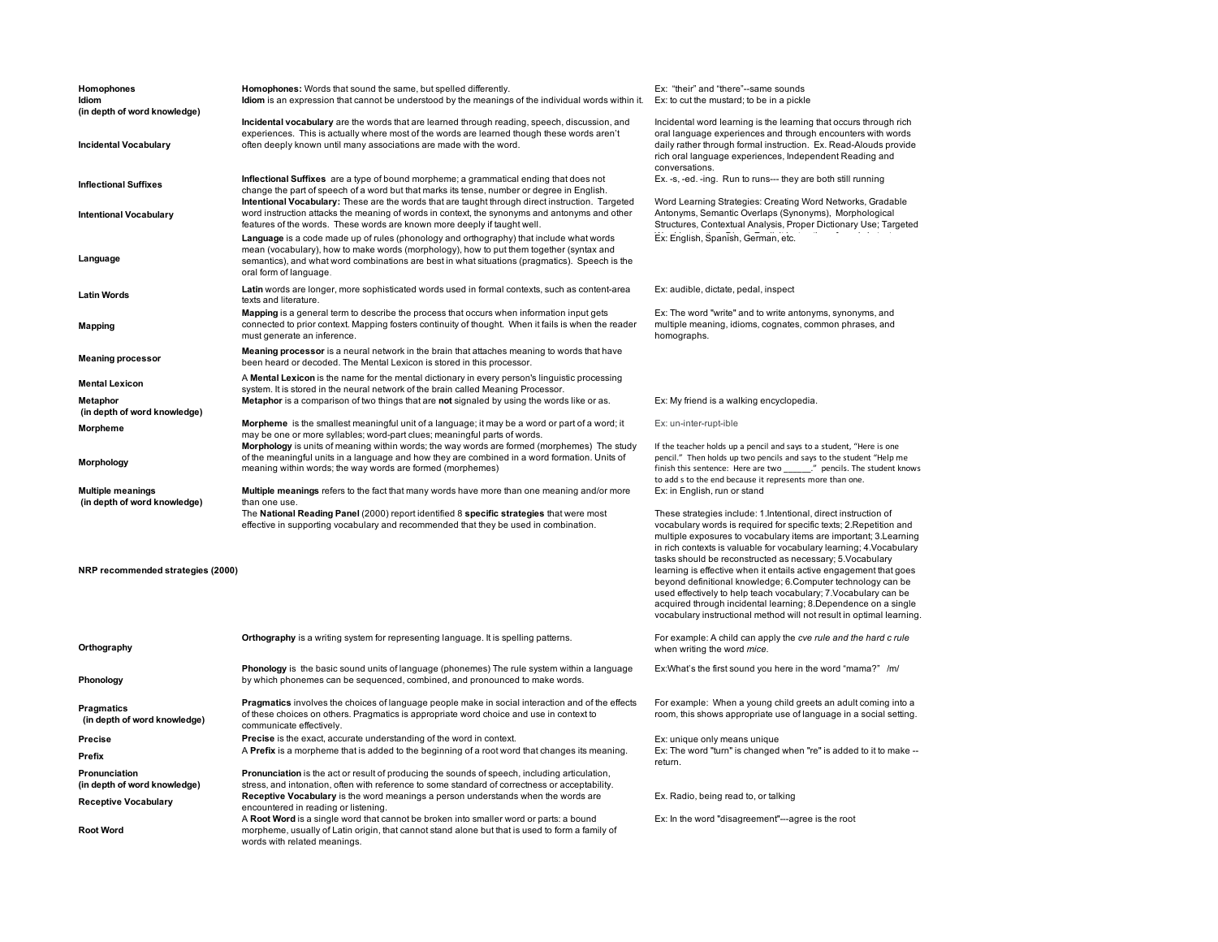| Term | Definition | Example |
|---|---|---|
| **Homophones** | **Homophones:** Words that sound the same, but spelled differently. | Ex: "their" and "there"--same sounds |
| **Idiom (in depth of word knowledge)** | **Idiom** is an expression that cannot be understood by the meanings of the individual words within it. | Ex: to cut the mustard; to be in a pickle |
| **Incidental Vocabulary** | **Incidental vocabulary** are the words that are learned through reading, speech, discussion, and experiences. This is actually where most of the words are learned though these words aren't often deeply known until many associations are made with the word. | Incidental word learning is the learning that occurs through rich oral language experiences and through encounters with words daily rather through formal instruction. Ex. Read-Alouds provide rich oral language experiences, Independent Reading and conversations. |
| **Inflectional Suffixes** | **Inflectional Suffixes** are a type of bound morpheme; a grammatical ending that does not change the part of speech of a word but that marks its tense, number or degree in English. | Ex. -s, -ed. -ing. Run to runs--- they are both still running |
| **Intentional Vocabulary** | **Intentional Vocabulary:** These are the words that are taught through direct instruction. Targeted word instruction attacks the meaning of words in context, the synonyms and antonyms and other features of the words. These words are known more deeply if taught well. | Word Learning Strategies: Creating Word Networks, Gradable Antonyms, Semantic Overlaps (Synonyms), Morphological Structures, Contextual Analysis, Proper Dictionary Use; Targeted |
| **Language** | **Language** is a code made up of rules (phonology and orthography) that include what words mean (vocabulary), how to make words (morphology), how to put them together (syntax and semantics), and what word combinations are best in what situations (pragmatics). Speech is the oral form of language. | Ex: English, Spanish, German, etc. |
| **Latin Words** | **Latin** words are longer, more sophisticated words used in formal contexts, such as content-area texts and literature. | Ex: audible, dictate, pedal, inspect |
| **Mapping** | **Mapping** is a general term to describe the process that occurs when information input gets connected to prior context. Mapping fosters continuity of thought. When it fails is when the reader must generate an inference. | Ex: The word "write" and to write antonyms, synonyms, and multiple meaning, idioms, cognates, common phrases, and homographs. |
| **Meaning processor** | **Meaning processor** is a neural network in the brain that attaches meaning to words that have been heard or decoded. The Mental Lexicon is stored in this processor. | |
| **Mental Lexicon** | A **Mental Lexicon** is the name for the mental dictionary in every person's linguistic processing system. It is stored in the neural network of the brain called Meaning Processor. | |
| **Metaphor (in depth of word knowledge)** | **Metaphor** is a comparison of two things that are **not** signaled by using the words like or as. | Ex: My friend is a walking encyclopedia. |
| **Morpheme** | **Morpheme** is the smallest meaningful unit of a language; it may be a word or part of a word; it may be one or more syllables; word-part clues; meaningful parts of words. | Ex: un-inter-rupt-ible |
| **Morphology** | **Morphology** is units of meaning within words; the way words are formed (morphemes) The study of the meaningful units in a language and how they are combined in a word formation. Units of meaning within words; the way words are formed (morphemes) | If the teacher holds up a pencil and says to a student, "Here is one pencil." Then holds up two pencils and says to the student "Help me finish this sentence: Here are two ______." pencils. The student knows to add s to the end because it represents more than one. |
| **Multiple meanings (in depth of word knowledge)** | **Multiple meanings** refers to the fact that many words have more than one meaning and/or more than one use. | Ex: in English, run or stand |
| **NRP recommended strategies (2000)** | The **National Reading Panel** (2000) report identified 8 **specific strategies** that were most effective in supporting vocabulary and recommended that they be used in combination. | These strategies include: 1.Intentional, direct instruction of vocabulary words is required for specific texts; 2.Repetition and multiple exposures to vocabulary items are important; 3.Learning in rich contexts is valuable for vocabulary learning; 4.Vocabulary tasks should be reconstructed as necessary; 5.Vocabulary learning is effective when it entails active engagement that goes beyond definitional knowledge; 6.Computer technology can be used effectively to help teach vocabulary; 7.Vocabulary can be acquired through incidental learning; 8.Dependence on a single vocabulary instructional method will not result in optimal learning. |
| **Orthography** | **Orthography** is a writing system for representing language. It is spelling patterns. | For example: A child can apply the *cve rule and the hard c rule* when writing the word *mice.* |
| **Phonology** | **Phonology** is the basic sound units of language (phonemes) The rule system within a language by which phonemes can be sequenced, combined, and pronounced to make words. | Ex:What's the first sound you here in the word "mama?" /m/ |
| **Pragmatics (in depth of word knowledge)** | **Pragmatics** involves the choices of language people make in social interaction and of the effects of these choices on others. Pragmatics is appropriate word choice and use in context to communicate effectively. | For example: When a young child greets an adult coming into a room, this shows appropriate use of language in a social setting. |
| **Precise** | **Precise** is the exact, accurate understanding of the word in context. | Ex: unique only means unique |
| **Prefix** | A **Prefix** is a morpheme that is added to the beginning of a root word that changes its meaning. | Ex: The word "turn" is changed when "re" is added to it to make --return. |
| **Pronunciation (in depth of word knowledge)** | **Pronunciation** is the act or result of producing the sounds of speech, including articulation, stress, and intonation, often with reference to some standard of correctness or acceptability. | |
| **Receptive Vocabulary** | **Receptive Vocabulary** is the word meanings a person understands when the words are encountered in reading or listening. | Ex. Radio, being read to, or talking |
| **Root Word** | A **Root Word** is a single word that cannot be broken into smaller word or parts: a bound morpheme, usually of Latin origin, that cannot stand alone but that is used to form a family of words with related meanings. | Ex: In the word "disagreement"---agree is the root |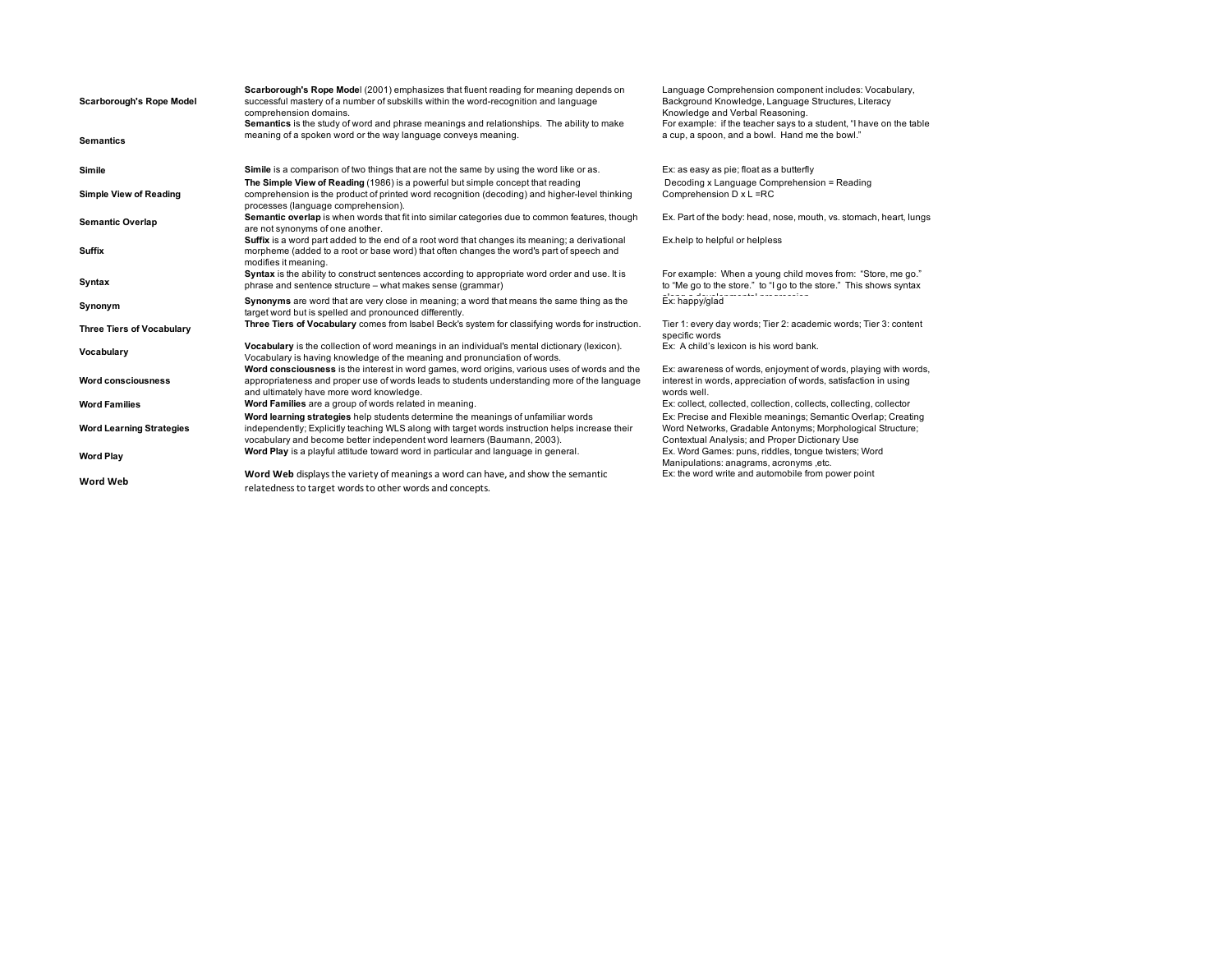| | | |
|---|---|---|
| **Scarborough's Rope Model** | **Scarborough's Rope Model** (2001) emphasizes that fluent reading for meaning depends on successful mastery of a number of subskills within the word-recognition and language comprehension domains. | Language Comprehension component includes: Vocabulary, Background Knowledge, Language Structures, Literacy Knowledge and Verbal Reasoning. |
| **Semantics** | **Semantics** is the study of word and phrase meanings and relationships. The ability to make meaning of a spoken word or the way language conveys meaning. | For example: if the teacher says to a student, "I have on the table a cup, a spoon, and a bowl. Hand me the bowl." |
| **Simile** | **Simile** is a comparison of two things that are not the same by using the word like or as. | Ex: as easy as pie; float as a butterfly |
| **Simple View of Reading** | **The Simple View of Reading** (1986) is a powerful but simple concept that reading comprehension is the product of printed word recognition (decoding) and higher-level thinking processes (language comprehension). | Decoding x Language Comprehension = Reading Comprehension D x L =RC |
| **Semantic Overlap** | **Semantic overlap** is when words that fit into similar categories due to common features, though are not synonyms of one another. | Ex. Part of the body: head, nose, mouth, vs. stomach, heart, lungs |
| **Suffix** | **Suffix** is a word part added to the end of a root word that changes its meaning; a derivational morpheme (added to a root or base word) that often changes the word's part of speech and modifies it meaning. | Ex.help to helpful or helpless |
| **Syntax** | **Syntax** is the ability to construct sentences according to appropriate word order and use. It is phrase and sentence structure – what makes sense (grammar) | For example: When a young child moves from: "Store, me go." to "Me go to the store." to "I go to the store." This shows syntax along a developmental progression |
| **Synonym** | **Synonyms** are word that are very close in meaning; a word that means the same thing as the target word but is spelled and pronounced differently. | Ex: happy/glad |
| **Three Tiers of Vocabulary** | **Three Tiers of Vocabulary** comes from Isabel Beck's system for classifying words for instruction. | Tier 1: every day words; Tier 2: academic words; Tier 3: content specific words |
| **Vocabulary** | **Vocabulary** is the collection of word meanings in an individual's mental dictionary (lexicon). Vocabulary is having knowledge of the meaning and pronunciation of words. | Ex: A child's lexicon is his word bank. |
| **Word consciousness** | **Word consciousness** is the interest in word games, word origins, various uses of words and the appropriateness and proper use of words leads to students understanding more of the language and ultimately have more word knowledge. | Ex: awareness of words, enjoyment of words, playing with words, interest in words, appreciation of words, satisfaction in using words well. |
| **Word Families** | **Word Families** are a group of words related in meaning. | Ex: collect, collected, collection, collects, collecting, collector |
| **Word Learning Strategies** | **Word learning strategies** help students determine the meanings of unfamiliar words independently; Explicitly teaching WLS along with target words instruction helps increase their vocabulary and become better independent word learners (Baumann, 2003). | Ex: Precise and Flexible meanings; Semantic Overlap; Creating Word Networks, Gradable Antonyms; Morphological Structure; Contextual Analysis; and Proper Dictionary Use |
| **Word Play** | **Word Play** is a playful attitude toward word in particular and language in general. | Ex. Word Games: puns, riddles, tongue twisters; Word Manipulations: anagrams, acronyms ,etc. |
| **Word Web** | **Word Web** displays the variety of meanings a word can have, and show the semantic relatedness to target words to other words and concepts. | Ex: the word write and automobile from power point |